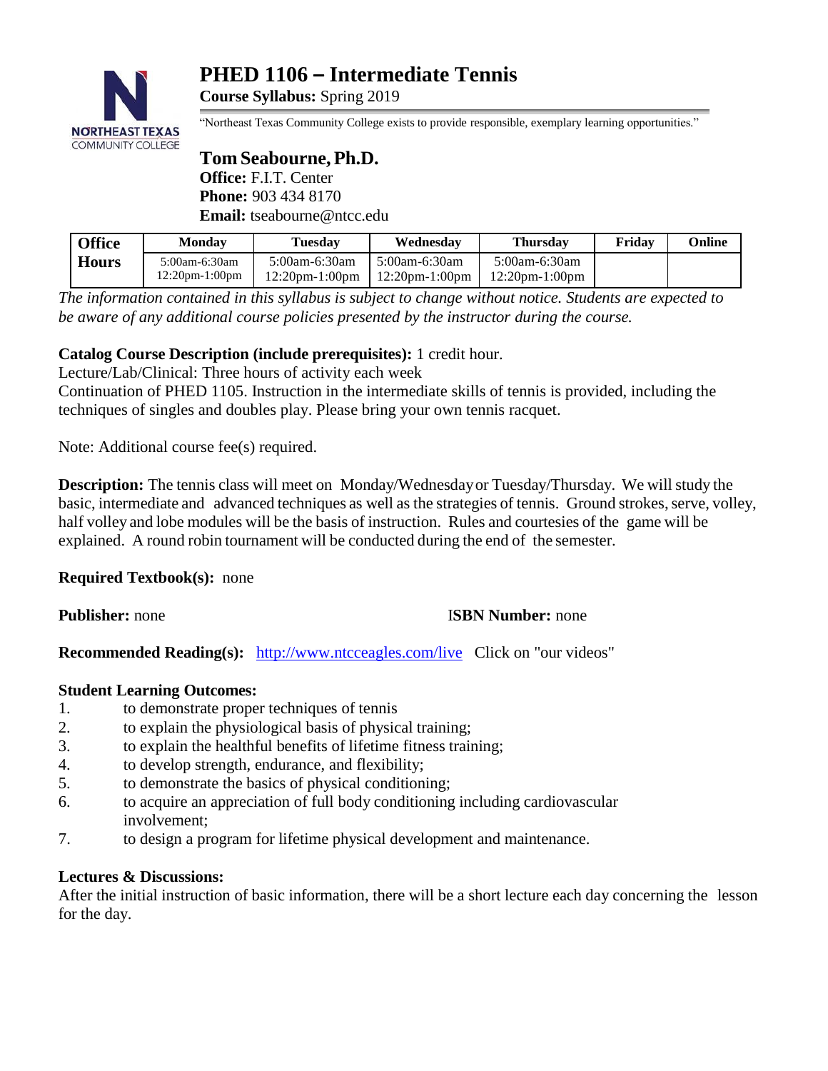# PHED 1106 – Intermediate Tennis

**Course Syllabus:** Spring 2019

"Northeast Texas Community College exists to provide responsible, exemplary learning opportunities."

## Tom Seabourne, Ph.D.

**Office:** F.I.T. Center
**Phone:** 903 434 8170
**Email:** tseabourne@ntcc.edu

| Office Hours | Monday | Tuesday | Wednesday | Thursday | Friday | Online |
|---|---|---|---|---|---|---|
| | 5:00am-6:30am 12:20pm-1:00pm | 5:00am-6:30am 12:20pm-1:00pm | 5:00am-6:30am 12:20pm-1:00pm | 5:00am-6:30am 12:20pm-1:00pm | | |

*The information contained in this syllabus is subject to change without notice. Students are expected to be aware of any additional course policies presented by the instructor during the course.*

**Catalog Course Description (include prerequisites):** 1 credit hour.
Lecture/Lab/Clinical: Three hours of activity each week
Continuation of PHED 1105. Instruction in the intermediate skills of tennis is provided, including the techniques of singles and doubles play. Please bring your own tennis racquet.

Note: Additional course fee(s) required.

**Description:** The tennis class will meet on Monday/Wednesday or Tuesday/Thursday. We will study the basic, intermediate and advanced techniques as well as the strategies of tennis. Ground strokes, serve, volley, half volley and lobe modules will be the basis of instruction. Rules and courtesies of the game will be explained. A round robin tournament will be conducted during the end of the semester.

**Required Textbook(s):** none

**Publisher:** none **ISBN Number:** none

**Recommended Reading(s):** http://www.ntcceagles.com/live Click on "our videos"

**Student Learning Outcomes:**

1. to demonstrate proper techniques of tennis
2. to explain the physiological basis of physical training;
3. to explain the healthful benefits of lifetime fitness training;
4. to develop strength, endurance, and flexibility;
5. to demonstrate the basics of physical conditioning;
6. to acquire an appreciation of full body conditioning including cardiovascular involvement;
7. to design a program for lifetime physical development and maintenance.

**Lectures & Discussions:**
After the initial instruction of basic information, there will be a short lecture each day concerning the lesson for the day.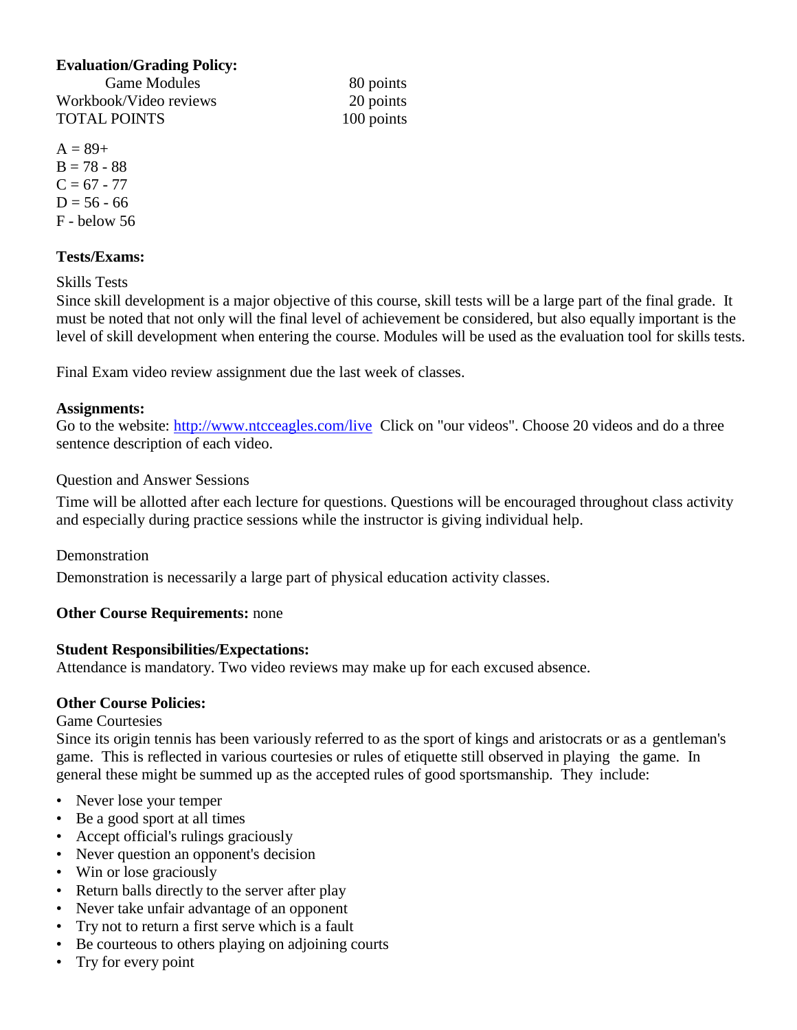**Evaluation/Grading Policy:**

| | |
|---|---|
| Game Modules | 80 points |
| Workbook/Video reviews | 20 points |
| TOTAL POINTS | 100 points |

A = 89+
B = 78 - 88
C = 67 - 77
D = 56 - 66
F - below 56

**Tests/Exams:**

Skills Tests

Since skill development is a major objective of this course, skill tests will be a large part of the final grade. It must be noted that not only will the final level of achievement be considered, but also equally important is the level of skill development when entering the course. Modules will be used as the evaluation tool for skills tests.

Final Exam video review assignment due the last week of classes.

**Assignments:**

Go to the website: [http://www.ntcceagles.com/live](http://www.ntcceagles.com/live) Click on "our videos". Choose 20 videos and do a three sentence description of each video.

Question and Answer Sessions

Time will be allotted after each lecture for questions. Questions will be encouraged throughout class activity and especially during practice sessions while the instructor is giving individual help.

Demonstration

Demonstration is necessarily a large part of physical education activity classes.

**Other Course Requirements:** none

**Student Responsibilities/Expectations:**

Attendance is mandatory. Two video reviews may make up for each excused absence.

**Other Course Policies:**

Game Courtesies

Since its origin tennis has been variously referred to as the sport of kings and aristocrats or as a gentleman's game. This is reflected in various courtesies or rules of etiquette still observed in playing the game. In general these might be summed up as the accepted rules of good sportsmanship. They include:

- Never lose your temper
- Be a good sport at all times
- Accept official's rulings graciously
- Never question an opponent's decision
- Win or lose graciously
- Return balls directly to the server after play
- Never take unfair advantage of an opponent
- Try not to return a first serve which is a fault
- Be courteous to others playing on adjoining courts
- Try for every point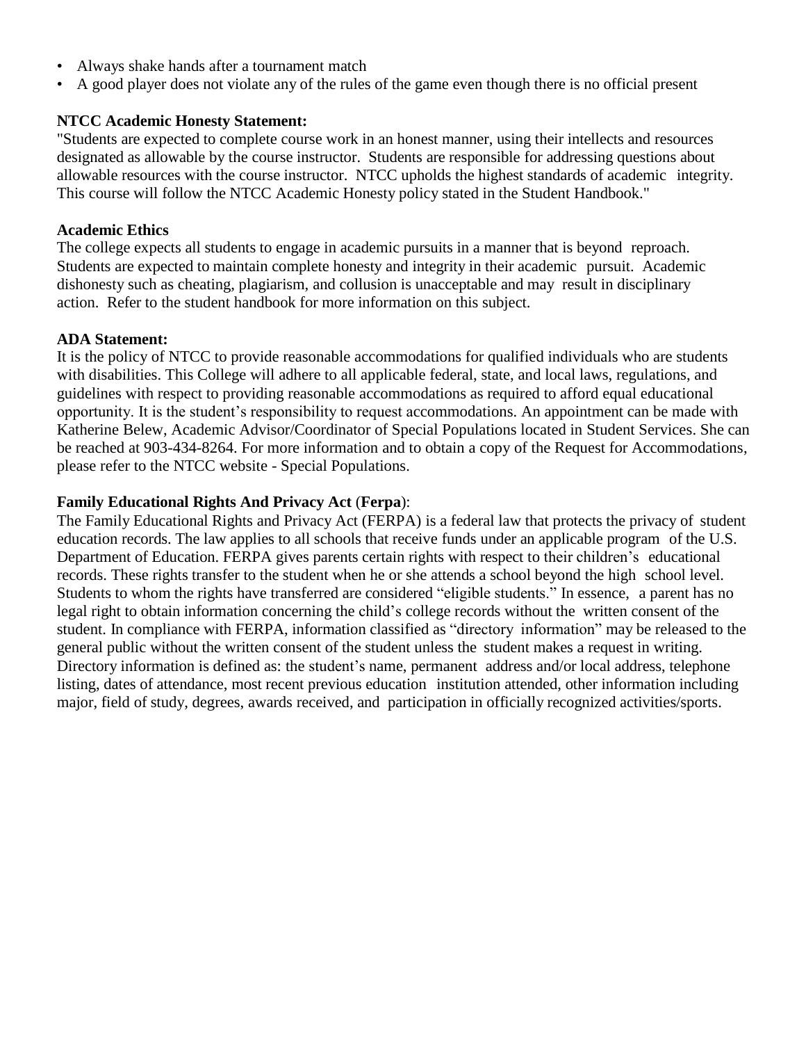- Always shake hands after a tournament match
- A good player does not violate any of the rules of the game even though there is no official present

**NTCC Academic Honesty Statement:**

"Students are expected to complete course work in an honest manner, using their intellects and resources designated as allowable by the course instructor. Students are responsible for addressing questions about allowable resources with the course instructor. NTCC upholds the highest standards of academic integrity. This course will follow the NTCC Academic Honesty policy stated in the Student Handbook."

**Academic Ethics**

The college expects all students to engage in academic pursuits in a manner that is beyond reproach. Students are expected to maintain complete honesty and integrity in their academic pursuit. Academic dishonesty such as cheating, plagiarism, and collusion is unacceptable and may result in disciplinary action. Refer to the student handbook for more information on this subject.

**ADA Statement:**

It is the policy of NTCC to provide reasonable accommodations for qualified individuals who are students with disabilities. This College will adhere to all applicable federal, state, and local laws, regulations, and guidelines with respect to providing reasonable accommodations as required to afford equal educational opportunity. It is the student's responsibility to request accommodations. An appointment can be made with Katherine Belew, Academic Advisor/Coordinator of Special Populations located in Student Services. She can be reached at 903-434-8264. For more information and to obtain a copy of the Request for Accommodations, please refer to the NTCC website - Special Populations.

**Family Educational Rights And Privacy Act** (**Ferpa**):

The Family Educational Rights and Privacy Act (FERPA) is a federal law that protects the privacy of student education records. The law applies to all schools that receive funds under an applicable program of the U.S. Department of Education. FERPA gives parents certain rights with respect to their children's educational records. These rights transfer to the student when he or she attends a school beyond the high school level. Students to whom the rights have transferred are considered "eligible students." In essence, a parent has no legal right to obtain information concerning the child's college records without the written consent of the student. In compliance with FERPA, information classified as "directory information" may be released to the general public without the written consent of the student unless the student makes a request in writing. Directory information is defined as: the student's name, permanent address and/or local address, telephone listing, dates of attendance, most recent previous education institution attended, other information including major, field of study, degrees, awards received, and participation in officially recognized activities/sports.